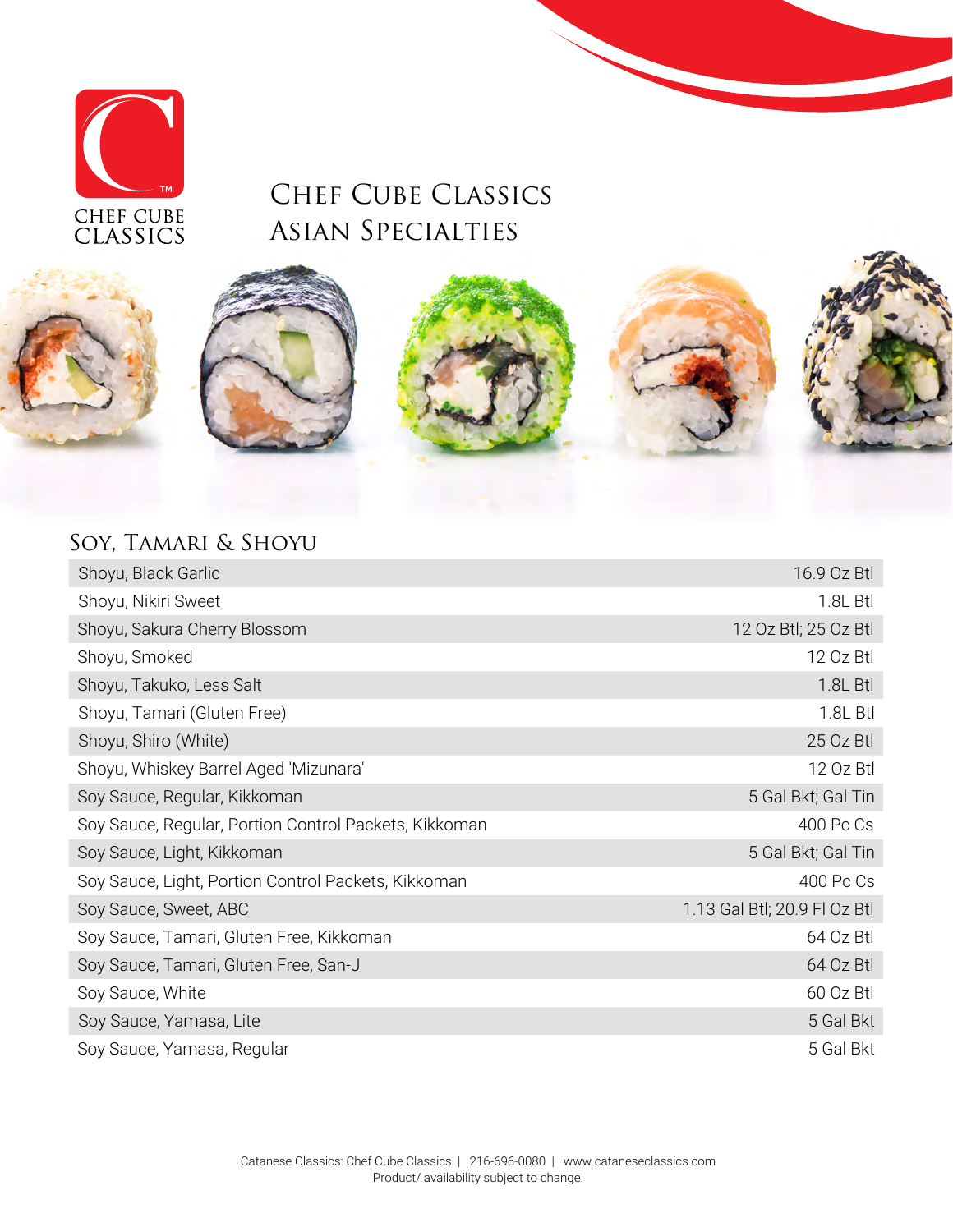CHEF CUBE CLASSICS

# Chef Cube Classics Asian Specialties

## Soy, Tamari & Shoyu

| Item | Size |
|---|---|
| Shoyu, Black Garlic | 16.9 Oz Btl |
| Shoyu, Nikiri Sweet | 1.8L Btl |
| Shoyu, Sakura Cherry Blossom | 12 Oz Btl; 25 Oz Btl |
| Shoyu, Smoked | 12 Oz Btl |
| Shoyu, Takuko, Less Salt | 1.8L Btl |
| Shoyu, Tamari (Gluten Free) | 1.8L Btl |
| Shoyu, Shiro (White) | 25 Oz Btl |
| Shoyu, Whiskey Barrel Aged 'Mizunara' | 12 Oz Btl |
| Soy Sauce, Regular, Kikkoman | 5 Gal Bkt; Gal Tin |
| Soy Sauce, Regular, Portion Control Packets, Kikkoman | 400 Pc Cs |
| Soy Sauce, Light, Kikkoman | 5 Gal Bkt; Gal Tin |
| Soy Sauce, Light, Portion Control Packets, Kikkoman | 400 Pc Cs |
| Soy Sauce, Sweet, ABC | 1.13 Gal Btl; 20.9 Fl Oz Btl |
| Soy Sauce, Tamari, Gluten Free, Kikkoman | 64 Oz Btl |
| Soy Sauce, Tamari, Gluten Free, San-J | 64 Oz Btl |
| Soy Sauce, White | 60 Oz Btl |
| Soy Sauce, Yamasa, Lite | 5 Gal Bkt |
| Soy Sauce, Yamasa, Regular | 5 Gal Bkt |

Catanese Classics: Chef Cube Classics | 216-696-0080 | www.cataneseclassics.com
Product/ availability subject to change.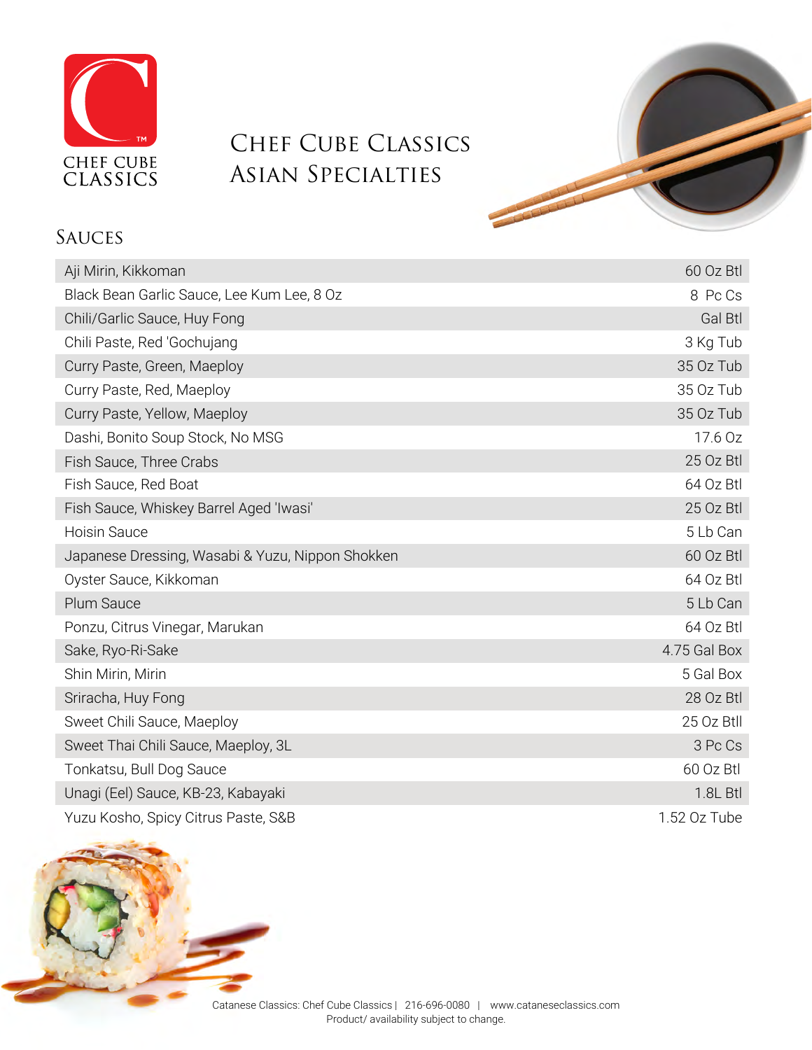# Chef Cube Classics Asian Specialties

## Sauces

| Product | Size |
|---|---|
| Aji Mirin, Kikkoman | 60 Oz Btl |
| Black Bean Garlic Sauce, Lee Kum Lee, 8 Oz | 8 Pc Cs |
| Chili/Garlic Sauce, Huy Fong | Gal Btl |
| Chili Paste, Red 'Gochujang | 3 Kg Tub |
| Curry Paste, Green, Maeploy | 35 Oz Tub |
| Curry Paste, Red, Maeploy | 35 Oz Tub |
| Curry Paste, Yellow, Maeploy | 35 Oz Tub |
| Dashi, Bonito Soup Stock, No MSG | 17.6 Oz |
| Fish Sauce, Three Crabs | 25 Oz Btl |
| Fish Sauce, Red Boat | 64 Oz Btl |
| Fish Sauce, Whiskey Barrel Aged 'Iwasi' | 25 Oz Btl |
| Hoisin Sauce | 5 Lb Can |
| Japanese Dressing, Wasabi & Yuzu, Nippon Shokken | 60 Oz Btl |
| Oyster Sauce, Kikkoman | 64 Oz Btl |
| Plum Sauce | 5 Lb Can |
| Ponzu, Citrus Vinegar, Marukan | 64 Oz Btl |
| Sake, Ryo-Ri-Sake | 4.75 Gal Box |
| Shin Mirin, Mirin | 5 Gal Box |
| Sriracha, Huy Fong | 28 Oz Btl |
| Sweet Chili Sauce, Maeploy | 25 Oz Btll |
| Sweet Thai Chili Sauce, Maeploy, 3L | 3 Pc Cs |
| Tonkatsu, Bull Dog Sauce | 60 Oz Btl |
| Unagi (Eel) Sauce, KB-23, Kabayaki | 1.8L Btl |
| Yuzu Kosho, Spicy Citrus Paste, S&B | 1.52 Oz Tube |

Catanese Classics: Chef Cube Classics | 216-696-0080 | www.cataneseclassics.com
Product/ availability subject to change.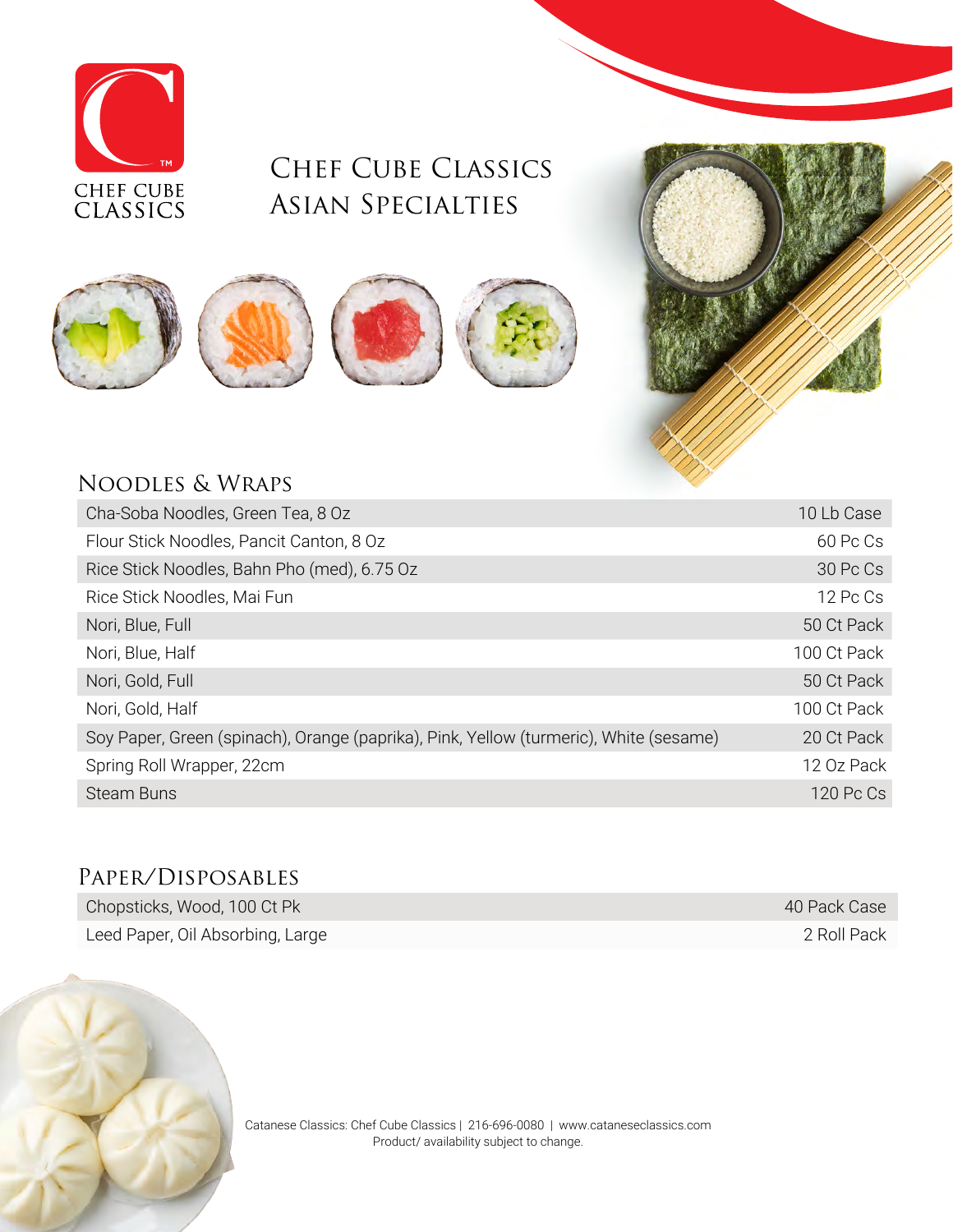# Chef Cube Classics Asian Specialties

## Noodles & Wraps

| Item | Pack |
| --- | --- |
| Cha-Soba Noodles, Green Tea, 8 Oz | 10 Lb Case |
| Flour Stick Noodles, Pancit Canton, 8 Oz | 60 Pc Cs |
| Rice Stick Noodles, Bahn Pho (med), 6.75 Oz | 30 Pc Cs |
| Rice Stick Noodles, Mai Fun | 12 Pc Cs |
| Nori, Blue, Full | 50 Ct Pack |
| Nori, Blue, Half | 100 Ct Pack |
| Nori, Gold, Full | 50 Ct Pack |
| Nori, Gold, Half | 100 Ct Pack |
| Soy Paper, Green (spinach), Orange (paprika), Pink, Yellow (turmeric), White (sesame) | 20 Ct Pack |
| Spring Roll Wrapper, 22cm | 12 Oz Pack |
| Steam Buns | 120 Pc Cs |

## Paper/Disposables

| Item | Pack |
| --- | --- |
| Chopsticks, Wood, 100 Ct Pk | 40 Pack Case |
| Leed Paper, Oil Absorbing, Large | 2 Roll Pack |

Catanese Classics: Chef Cube Classics | 216-696-0080 | www.cataneseclassics.com
Product/ availability subject to change.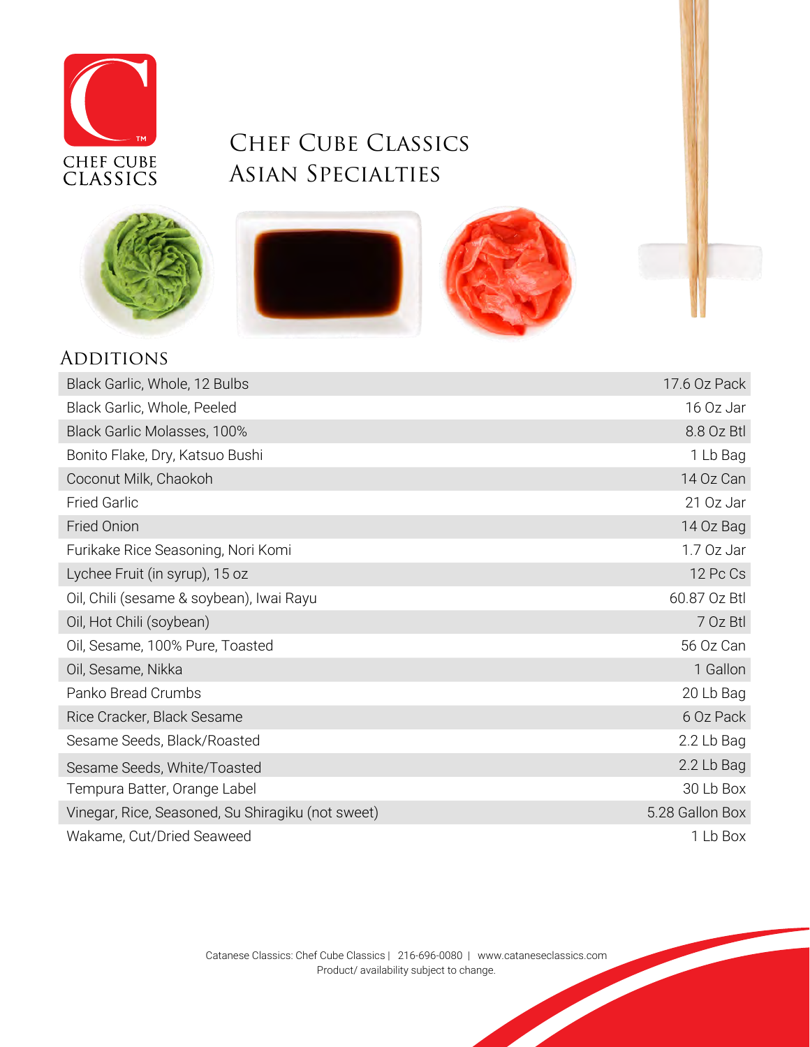# Chef Cube Classics Asian Specialties

## Additions

| | |
|---|---|
| Black Garlic, Whole, 12 Bulbs | 17.6 Oz Pack |
| Black Garlic, Whole, Peeled | 16 Oz Jar |
| Black Garlic Molasses, 100% | 8.8 Oz Btl |
| Bonito Flake, Dry, Katsuo Bushi | 1 Lb Bag |
| Coconut Milk, Chaokoh | 14 Oz Can |
| Fried Garlic | 21 Oz Jar |
| Fried Onion | 14 Oz Bag |
| Furikake Rice Seasoning, Nori Komi | 1.7 Oz Jar |
| Lychee Fruit (in syrup), 15 oz | 12 Pc Cs |
| Oil, Chili (sesame & soybean), Iwai Rayu | 60.87 Oz Btl |
| Oil, Hot Chili (soybean) | 7 Oz Btl |
| Oil, Sesame, 100% Pure, Toasted | 56 Oz Can |
| Oil, Sesame, Nikka | 1 Gallon |
| Panko Bread Crumbs | 20 Lb Bag |
| Rice Cracker, Black Sesame | 6 Oz Pack |
| Sesame Seeds, Black/Roasted | 2.2 Lb Bag |
| Sesame Seeds, White/Toasted | 2.2 Lb Bag |
| Tempura Batter, Orange Label | 30 Lb Box |
| Vinegar, Rice, Seasoned, Su Shiragiku (not sweet) | 5.28 Gallon Box |
| Wakame, Cut/Dried Seaweed | 1 Lb Box |

Catanese Classics: Chef Cube Classics | 216-696-0080 | www.cataneseclassics.com
Product/ availability subject to change.